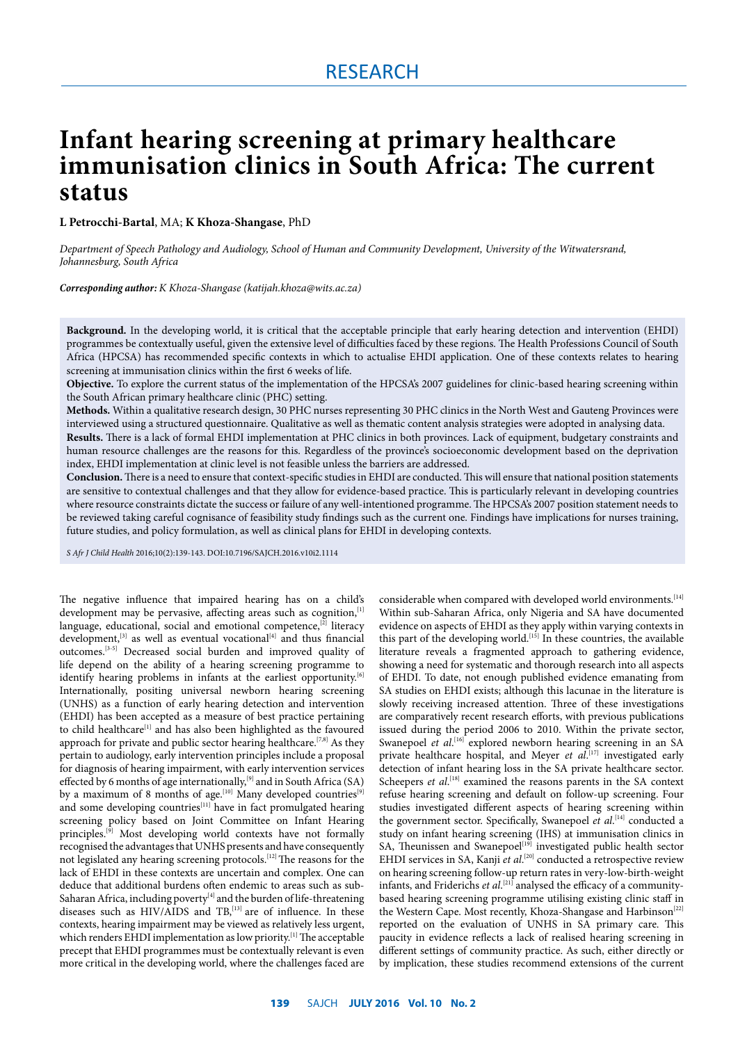RESEARCH

# Infant hearing screening at primary healthcare immunisation clinics in South Africa: The current status

**L Petrocchi-Bartal**, MA; **K Khoza-Shangase**, PhD

*Department of Speech Pathology and Audiology, School of Human and Community Development, University of the Witwatersrand, Johannesburg, South Africa*

***Corresponding author:** K Khoza-Shangase (katijah.khoza@wits.ac.za)*

**Background.** In the developing world, it is critical that the acceptable principle that early hearing detection and intervention (EHDI) programmes be contextually useful, given the extensive level of difficulties faced by these regions. The Health Professions Council of South Africa (HPCSA) has recommended specific contexts in which to actualise EHDI application. One of these contexts relates to hearing screening at immunisation clinics within the first 6 weeks of life.

**Objective.** To explore the current status of the implementation of the HPCSA's 2007 guidelines for clinic-based hearing screening within the South African primary healthcare clinic (PHC) setting.

**Methods.** Within a qualitative research design, 30 PHC nurses representing 30 PHC clinics in the North West and Gauteng Provinces were interviewed using a structured questionnaire. Qualitative as well as thematic content analysis strategies were adopted in analysing data.

**Results.** There is a lack of formal EHDI implementation at PHC clinics in both provinces. Lack of equipment, budgetary constraints and human resource challenges are the reasons for this. Regardless of the province's socioeconomic development based on the deprivation index, EHDI implementation at clinic level is not feasible unless the barriers are addressed.

**Conclusion.** There is a need to ensure that context-specific studies in EHDI are conducted. This will ensure that national position statements are sensitive to contextual challenges and that they allow for evidence-based practice. This is particularly relevant in developing countries where resource constraints dictate the success or failure of any well-intentioned programme. The HPCSA's 2007 position statement needs to be reviewed taking careful cognisance of feasibility study findings such as the current one. Findings have implications for nurses training, future studies, and policy formulation, as well as clinical plans for EHDI in developing contexts.

*S Afr J Child Health* 2016;10(2):139-143. DOI:10.7196/SAJCH.2016.v10i2.1114

The negative influence that impaired hearing has on a child's development may be pervasive, affecting areas such as cognition,[1] language, educational, social and emotional competence,[2] literacy development,[3] as well as eventual vocational[4] and thus financial outcomes.[3-5] Decreased social burden and improved quality of life depend on the ability of a hearing screening programme to identify hearing problems in infants at the earliest opportunity.[6] Internationally, positing universal newborn hearing screening (UNHS) as a function of early hearing detection and intervention (EHDI) has been accepted as a measure of best practice pertaining to child healthcare[1] and has also been highlighted as the favoured approach for private and public sector hearing healthcare.[7,8] As they pertain to audiology, early intervention principles include a proposal for diagnosis of hearing impairment, with early intervention services effected by 6 months of age internationally,[9] and in South Africa (SA) by a maximum of 8 months of age.[10] Many developed countries[9] and some developing countries[11] have in fact promulgated hearing screening policy based on Joint Committee on Infant Hearing principles.[9] Most developing world contexts have not formally recognised the advantages that UNHS presents and have consequently not legislated any hearing screening protocols.[12] The reasons for the lack of EHDI in these contexts are uncertain and complex. One can deduce that additional burdens often endemic to areas such as sub-Saharan Africa, including poverty[4] and the burden of life-threatening diseases such as HIV/AIDS and TB,[13] are of influence. In these contexts, hearing impairment may be viewed as relatively less urgent, which renders EHDI implementation as low priority.[1] The acceptable precept that EHDI programmes must be contextually relevant is even more critical in the developing world, where the challenges faced are considerable when compared with developed world environments.[14] Within sub-Saharan Africa, only Nigeria and SA have documented evidence on aspects of EHDI as they apply within varying contexts in this part of the developing world.[15] In these countries, the available literature reveals a fragmented approach to gathering evidence, showing a need for systematic and thorough research into all aspects of EHDI. To date, not enough published evidence emanating from SA studies on EHDI exists; although this lacunae in the literature is slowly receiving increased attention. Three of these investigations are comparatively recent research efforts, with previous publications issued during the period 2006 to 2010. Within the private sector, Swanepoel *et al*.[16] explored newborn hearing screening in an SA private healthcare hospital, and Meyer *et al*.[17] investigated early detection of infant hearing loss in the SA private healthcare sector. Scheepers *et al*.[18] examined the reasons parents in the SA context refuse hearing screening and default on follow-up screening. Four studies investigated different aspects of hearing screening within the government sector. Specifically, Swanepoel *et al*.[14] conducted a study on infant hearing screening (IHS) at immunisation clinics in SA, Theunissen and Swanepoel[19] investigated public health sector EHDI services in SA, Kanji *et al*.[20] conducted a retrospective review on hearing screening follow-up return rates in very-low-birth-weight infants, and Friderichs *et al*.[21] analysed the efficacy of a community-based hearing screening programme utilising existing clinic staff in the Western Cape. Most recently, Khoza-Shangase and Harbinson[22] reported on the evaluation of UNHS in SA primary care. This paucity in evidence reflects a lack of realised hearing screening in different settings of community practice. As such, either directly or by implication, these studies recommend extensions of the current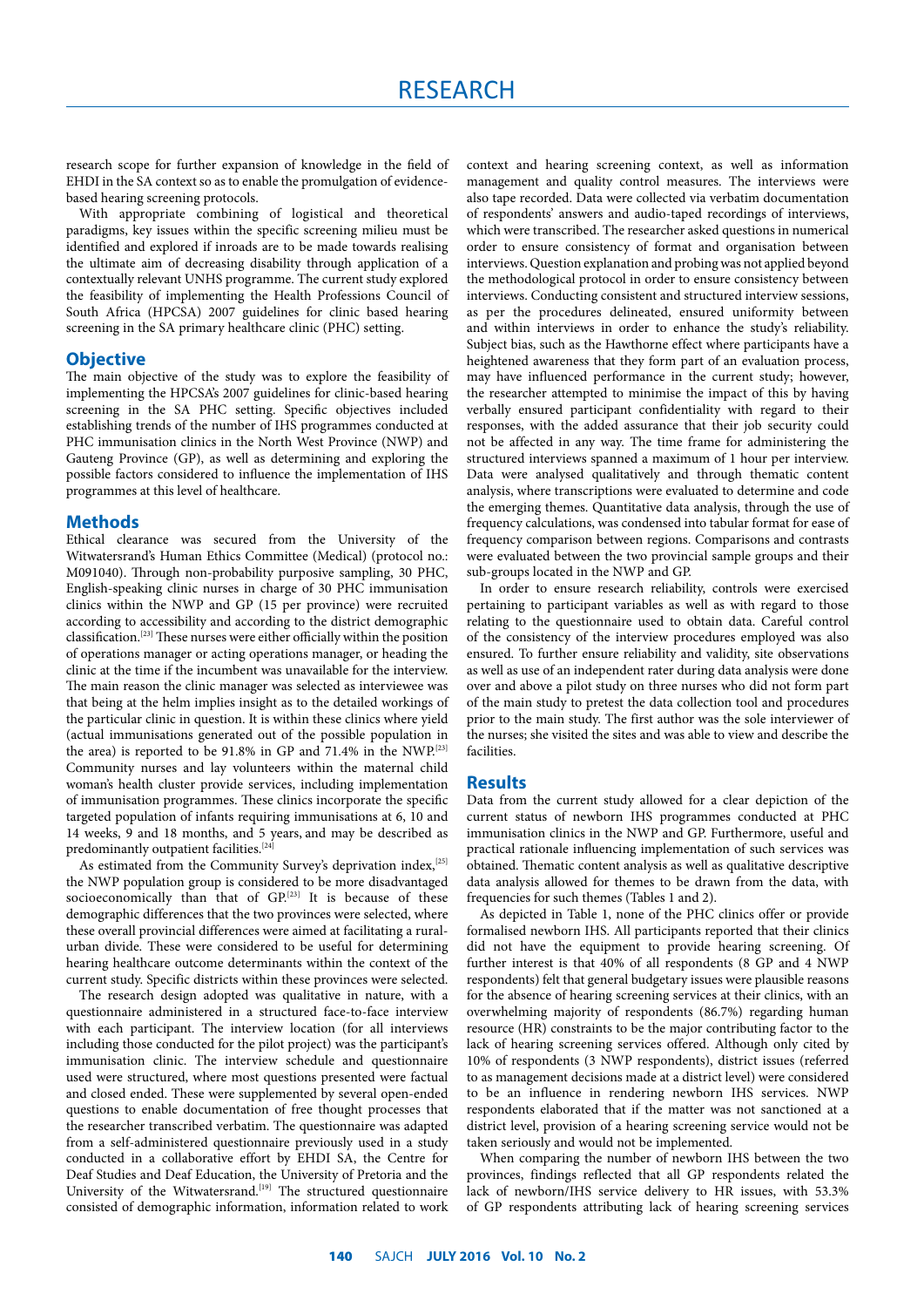research scope for further expansion of knowledge in the field of EHDI in the SA context so as to enable the promulgation of evidence-based hearing screening protocols.

With appropriate combining of logistical and theoretical paradigms, key issues within the specific screening milieu must be identified and explored if inroads are to be made towards realising the ultimate aim of decreasing disability through application of a contextually relevant UNHS programme. The current study explored the feasibility of implementing the Health Professions Council of South Africa (HPCSA) 2007 guidelines for clinic based hearing screening in the SA primary healthcare clinic (PHC) setting.

## Objective

The main objective of the study was to explore the feasibility of implementing the HPCSA's 2007 guidelines for clinic-based hearing screening in the SA PHC setting. Specific objectives included establishing trends of the number of IHS programmes conducted at PHC immunisation clinics in the North West Province (NWP) and Gauteng Province (GP), as well as determining and exploring the possible factors considered to influence the implementation of IHS programmes at this level of healthcare.

## Methods

Ethical clearance was secured from the University of the Witwatersrand's Human Ethics Committee (Medical) (protocol no.: M091040). Through non-probability purposive sampling, 30 PHC, English-speaking clinic nurses in charge of 30 PHC immunisation clinics within the NWP and GP (15 per province) were recruited according to accessibility and according to the district demographic classification.[23] These nurses were either officially within the position of operations manager or acting operations manager, or heading the clinic at the time if the incumbent was unavailable for the interview. The main reason the clinic manager was selected as interviewee was that being at the helm implies insight as to the detailed workings of the particular clinic in question. It is within these clinics where yield (actual immunisations generated out of the possible population in the area) is reported to be 91.8% in GP and 71.4% in the NWP.[23] Community nurses and lay volunteers within the maternal child woman's health cluster provide services, including implementation of immunisation programmes. These clinics incorporate the specific targeted population of infants requiring immunisations at 6, 10 and 14 weeks, 9 and 18 months, and 5 years, and may be described as predominantly outpatient facilities.[24]

As estimated from the Community Survey's deprivation index,[25] the NWP population group is considered to be more disadvantaged socioeconomically than that of GP.[23] It is because of these demographic differences that the two provinces were selected, where these overall provincial differences were aimed at facilitating a rural-urban divide. These were considered to be useful for determining hearing healthcare outcome determinants within the context of the current study. Specific districts within these provinces were selected.

The research design adopted was qualitative in nature, with a questionnaire administered in a structured face-to-face interview with each participant. The interview location (for all interviews including those conducted for the pilot project) was the participant's immunisation clinic. The interview schedule and questionnaire used were structured, where most questions presented were factual and closed ended. These were supplemented by several open-ended questions to enable documentation of free thought processes that the researcher transcribed verbatim. The questionnaire was adapted from a self-administered questionnaire previously used in a study conducted in a collaborative effort by EHDI SA, the Centre for Deaf Studies and Deaf Education, the University of Pretoria and the University of the Witwatersrand.[19] The structured questionnaire consisted of demographic information, information related to work context and hearing screening context, as well as information management and quality control measures. The interviews were also tape recorded. Data were collected via verbatim documentation of respondents' answers and audio-taped recordings of interviews, which were transcribed. The researcher asked questions in numerical order to ensure consistency of format and organisation between interviews. Question explanation and probing was not applied beyond the methodological protocol in order to ensure consistency between interviews. Conducting consistent and structured interview sessions, as per the procedures delineated, ensured uniformity between and within interviews in order to enhance the study's reliability. Subject bias, such as the Hawthorne effect where participants have a heightened awareness that they form part of an evaluation process, may have influenced performance in the current study; however, the researcher attempted to minimise the impact of this by having verbally ensured participant confidentiality with regard to their responses, with the added assurance that their job security could not be affected in any way. The time frame for administering the structured interviews spanned a maximum of 1 hour per interview. Data were analysed qualitatively and through thematic content analysis, where transcriptions were evaluated to determine and code the emerging themes. Quantitative data analysis, through the use of frequency calculations, was condensed into tabular format for ease of frequency comparison between regions. Comparisons and contrasts were evaluated between the two provincial sample groups and their sub-groups located in the NWP and GP.

In order to ensure research reliability, controls were exercised pertaining to participant variables as well as with regard to those relating to the questionnaire used to obtain data. Careful control of the consistency of the interview procedures employed was also ensured. To further ensure reliability and validity, site observations as well as use of an independent rater during data analysis were done over and above a pilot study on three nurses who did not form part of the main study to pretest the data collection tool and procedures prior to the main study. The first author was the sole interviewer of the nurses; she visited the sites and was able to view and describe the facilities.

## Results

Data from the current study allowed for a clear depiction of the current status of newborn IHS programmes conducted at PHC immunisation clinics in the NWP and GP. Furthermore, useful and practical rationale influencing implementation of such services was obtained. Thematic content analysis as well as qualitative descriptive data analysis allowed for themes to be drawn from the data, with frequencies for such themes (Tables 1 and 2).

As depicted in Table 1, none of the PHC clinics offer or provide formalised newborn IHS. All participants reported that their clinics did not have the equipment to provide hearing screening. Of further interest is that 40% of all respondents (8 GP and 4 NWP respondents) felt that general budgetary issues were plausible reasons for the absence of hearing screening services at their clinics, with an overwhelming majority of respondents (86.7%) regarding human resource (HR) constraints to be the major contributing factor to the lack of hearing screening services offered. Although only cited by 10% of respondents (3 NWP respondents), district issues (referred to as management decisions made at a district level) were considered to be an influence in rendering newborn IHS services. NWP respondents elaborated that if the matter was not sanctioned at a district level, provision of a hearing screening service would not be taken seriously and would not be implemented.

When comparing the number of newborn IHS between the two provinces, findings reflected that all GP respondents related the lack of newborn/IHS service delivery to HR issues, with 53.3% of GP respondents attributing lack of hearing screening services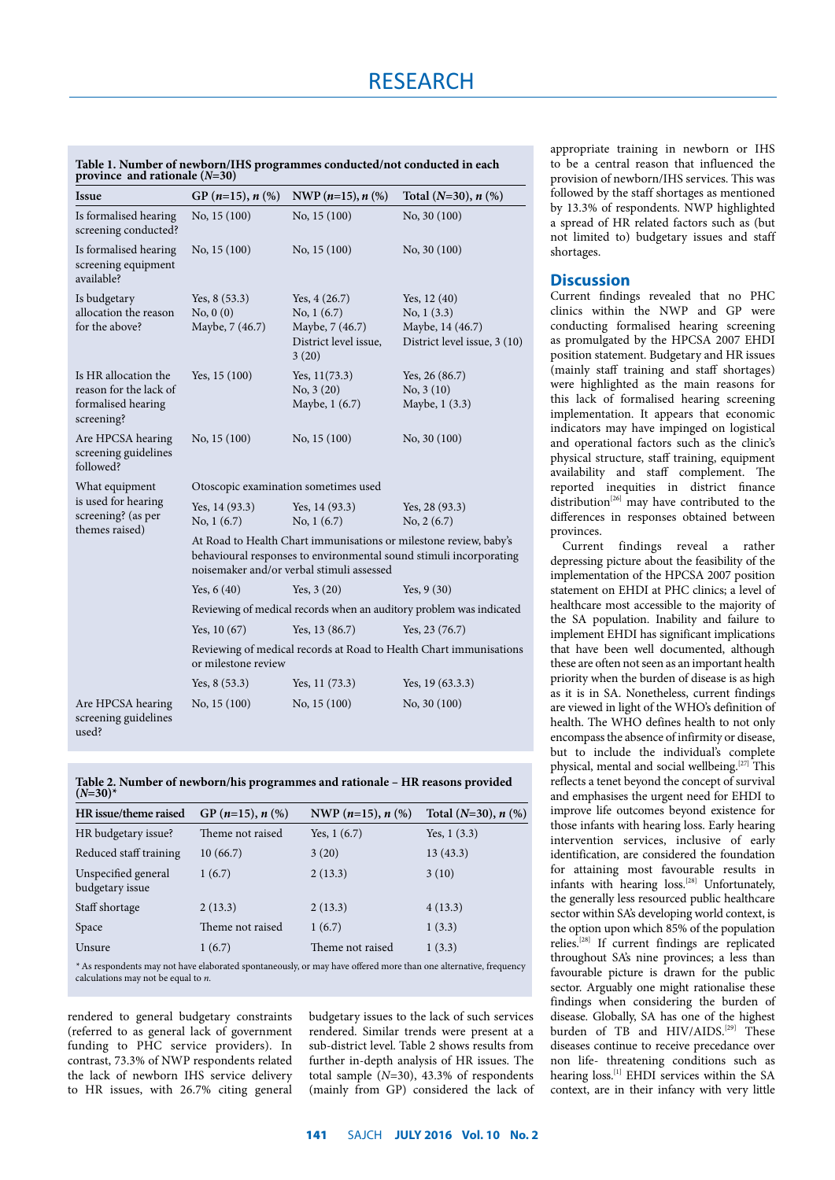**Table 1. Number of newborn/IHS programmes conducted/not conducted in each province and rationale (*N*=30)**

| Issue | GP (*n*=15), *n* (%) | NWP (*n*=15), *n* (%) | Total (*N*=30), *n* (%) |
|---|---|---|---|
| Is formalised hearing screening conducted? | No, 15 (100) | No, 15 (100) | No, 30 (100) |
| Is formalised hearing screening equipment available? | No, 15 (100) | No, 15 (100) | No, 30 (100) |
| Is budgetary allocation the reason for the above? | Yes, 8 (53.3) No, 0 (0) Maybe, 7 (46.7) | Yes, 4 (26.7) No, 1 (6.7) Maybe, 7 (46.7) District level issue, 3 (20) | Yes, 12 (40) No, 1 (3.3) Maybe, 14 (46.7) District level issue, 3 (10) |
| Is HR allocation the reason for the lack of formalised hearing screening? | Yes, 15 (100) | Yes, 11(73.3) No, 3 (20) Maybe, 1 (6.7) | Yes, 26 (86.7) No, 3 (10) Maybe, 1 (3.3) |
| Are HPCSA hearing screening guidelines followed? | No, 15 (100) | No, 15 (100) | No, 30 (100) |
| What equipment is used for hearing screening? (as per themes raised) | Otoscopic examination sometimes used | | |
| | Yes, 14 (93.3) No, 1 (6.7) | Yes, 14 (93.3) No, 1 (6.7) | Yes, 28 (93.3) No, 2 (6.7) |
| | At Road to Health Chart immunisations or milestone review, baby's behavioural responses to environmental sound stimuli incorporating noisemaker and/or verbal stimuli assessed | | |
| | Yes, 6 (40) | Yes, 3 (20) | Yes, 9 (30) |
| | Reviewing of medical records when an auditory problem was indicated | | |
| | Yes, 10 (67) | Yes, 13 (86.7) | Yes, 23 (76.7) |
| | Reviewing of medical records at Road to Health Chart immunisations or milestone review | | |
| | Yes, 8 (53.3) | Yes, 11 (73.3) | Yes, 19 (63.3.3) |
| Are HPCSA hearing screening guidelines used? | No, 15 (100) | No, 15 (100) | No, 30 (100) |

**Table 2. Number of newborn/his programmes and rationale – HR reasons provided (*N*=30)***

| HR issue/theme raised | GP (*n*=15), *n* (%) | NWP (*n*=15), *n* (%) | Total (*N*=30), *n* (%) |
|---|---|---|---|
| HR budgetary issue? | Theme not raised | Yes, 1 (6.7) | Yes, 1 (3.3) |
| Reduced staff training | 10 (66.7) | 3 (20) | 13 (43.3) |
| Unspecified general budgetary issue | 1 (6.7) | 2 (13.3) | 3 (10) |
| Staff shortage | 2 (13.3) | 2 (13.3) | 4 (13.3) |
| Space | Theme not raised | 1 (6.7) | 1 (3.3) |
| Unsure | 1 (6.7) | Theme not raised | 1 (3.3) |

* As respondents may not have elaborated spontaneously, or may have offered more than one alternative, frequency calculations may not be equal to *n*.

rendered to general budgetary constraints (referred to as general lack of government funding to PHC service providers). In contrast, 73.3% of NWP respondents related the lack of newborn IHS service delivery to HR issues, with 26.7% citing general budgetary issues to the lack of such services rendered. Similar trends were present at a sub-district level. Table 2 shows results from further in-depth analysis of HR issues. The total sample (*N*=30), 43.3% of respondents (mainly from GP) considered the lack of appropriate training in newborn or IHS to be a central reason that influenced the provision of newborn/IHS services. This was followed by the staff shortages as mentioned by 13.3% of respondents. NWP highlighted a spread of HR related factors such as (but not limited to) budgetary issues and staff shortages.

## Discussion

Current findings revealed that no PHC clinics within the NWP and GP were conducting formalised hearing screening as promulgated by the HPCSA 2007 EHDI position statement. Budgetary and HR issues (mainly staff training and staff shortages) were highlighted as the main reasons for this lack of formalised hearing screening implementation. It appears that economic indicators may have impinged on logistical and operational factors such as the clinic's physical structure, staff training, equipment availability and staff complement. The reported inequities in district finance distribution[26] may have contributed to the differences in responses obtained between provinces.

Current findings reveal a rather depressing picture about the feasibility of the implementation of the HPCSA 2007 position statement on EHDI at PHC clinics; a level of healthcare most accessible to the majority of the SA population. Inability and failure to implement EHDI has significant implications that have been well documented, although these are often not seen as an important health priority when the burden of disease is as high as it is in SA. Nonetheless, current findings are viewed in light of the WHO's definition of health. The WHO defines health to not only encompass the absence of infirmity or disease, but to include the individual's complete physical, mental and social wellbeing.[27] This reflects a tenet beyond the concept of survival and emphasises the urgent need for EHDI to improve life outcomes beyond existence for those infants with hearing loss. Early hearing intervention services, inclusive of early identification, are considered the foundation for attaining most favourable results in infants with hearing loss.[28] Unfortunately, the generally less resourced public healthcare sector within SA's developing world context, is the option upon which 85% of the population relies.[28] If current findings are replicated throughout SA's nine provinces; a less than favourable picture is drawn for the public sector. Arguably one might rationalise these findings when considering the burden of disease. Globally, SA has one of the highest burden of TB and HIV/AIDS.[29] These diseases continue to receive precedance over non life- threatening conditions such as hearing loss.[1] EHDI services within the SA context, are in their infancy with very little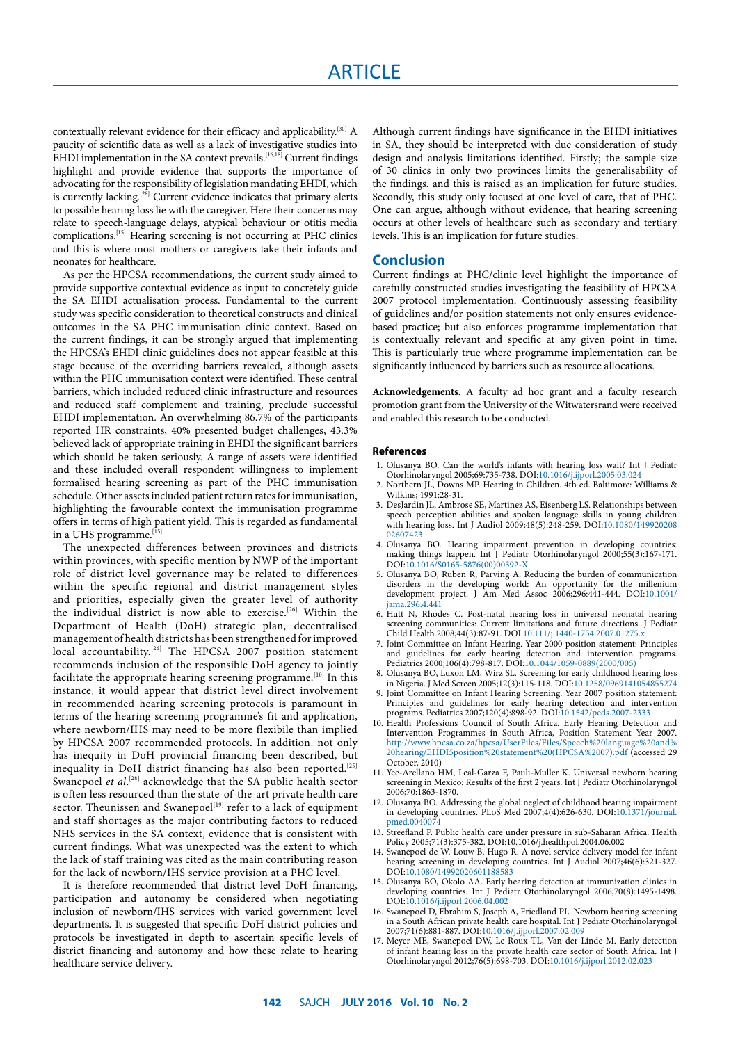contextually relevant evidence for their efficacy and applicability.[30] A paucity of scientific data as well as a lack of investigative studies into EHDI implementation in the SA context prevails.[16,18] Current findings highlight and provide evidence that supports the importance of advocating for the responsibility of legislation mandating EHDI, which is currently lacking.[28] Current evidence indicates that primary alerts to possible hearing loss lie with the caregiver. Here their concerns may relate to speech-language delays, atypical behaviour or otitis media complications.[15] Hearing screening is not occurring at PHC clinics and this is where most mothers or caregivers take their infants and neonates for healthcare.

As per the HPCSA recommendations, the current study aimed to provide supportive contextual evidence as input to concretely guide the SA EHDI actualisation process. Fundamental to the current study was specific consideration to theoretical constructs and clinical outcomes in the SA PHC immunisation clinic context. Based on the current findings, it can be strongly argued that implementing the HPCSA's EHDI clinic guidelines does not appear feasible at this stage because of the overriding barriers revealed, although assets within the PHC immunisation context were identified. These central barriers, which included reduced clinic infrastructure and resources and reduced staff complement and training, preclude successful EHDI implementation. An overwhelming 86.7% of the participants reported HR constraints, 40% presented budget challenges, 43.3% believed lack of appropriate training in EHDI the significant barriers which should be taken seriously. A range of assets were identified and these included overall respondent willingness to implement formalised hearing screening as part of the PHC immunisation schedule. Other assets included patient return rates for immunisation, highlighting the favourable context the immunisation programme offers in terms of high patient yield. This is regarded as fundamental in a UHS programme.[15]

The unexpected differences between provinces and districts within provinces, with specific mention by NWP of the important role of district level governance may be related to differences within the specific regional and district management styles and priorities, especially given the greater level of authority the individual district is now able to exercise.[26] Within the Department of Health (DoH) strategic plan, decentralised management of health districts has been strengthened for improved local accountability.[26] The HPCSA 2007 position statement recommends inclusion of the responsible DoH agency to jointly facilitate the appropriate hearing screening programme.[10] In this instance, it would appear that district level direct involvement in recommended hearing screening protocols is paramount in terms of the hearing screening programme's fit and application, where newborn/IHS may need to be more flexibile than implied by HPCSA 2007 recommended protocols. In addition, not only has inequity in DoH provincial financing been described, but inequality in DoH district financing has also been reported.[25] Swanepoel *et al*.[28] acknowledge that the SA public health sector is often less resourced than the state-of-the-art private health care sector. Theunissen and Swanepoel[19] refer to a lack of equipment and staff shortages as the major contributing factors to reduced NHS services in the SA context, evidence that is consistent with current findings. What was unexpected was the extent to which the lack of staff training was cited as the main contributing reason for the lack of newborn/IHS service provision at a PHC level.

It is therefore recommended that district level DoH financing, participation and autonomy be considered when negotiating inclusion of newborn/IHS services with varied government level departments. It is suggested that specific DoH district policies and protocols be investigated in depth to ascertain specific levels of district financing and autonomy and how these relate to hearing healthcare service delivery.

Although current findings have significance in the EHDI initiatives in SA, they should be interpreted with due consideration of study design and analysis limitations identified. Firstly, the sample size of 30 clinics in only two provinces limits the generalisability of the findings. and this is raised as an implication for future studies. Secondly, this study only focused at one level of care, that of PHC. One can argue, although without evidence, that hearing screening occurs at other levels of healthcare such as secondary and tertiary levels. This is an implication for future studies.

## Conclusion

Current findings at PHC/clinic level highlight the importance of carefully constructed studies investigating the feasibility of HPCSA 2007 protocol implementation. Continuously assessing feasibility of guidelines and/or position statements not only ensures evidence-based practice; but also enforces programme implementation that is contextually relevant and specific at any given point in time. This is particularly true where programme implementation can be significantly influenced by barriers such as resource allocations.

**Acknowledgements.** A faculty ad hoc grant and a faculty research promotion grant from the University of the Witwatersrand were received and enabled this research to be conducted.

### References

1. Olusanya BO. Can the world's infants with hearing loss wait? Int J Pediatr Otorhinolaryngol 2005;69:735-738. DOI:10.1016/j.ijporl.2005.03.024
2. Northern JL, Downs MP. Hearing in Children. 4th ed. Baltimore: Williams & Wilkins; 1991:28-31.
3. DesJardin JL, Ambrose SE, Martinez AS, Eisenberg LS. Relationships between speech perception abilities and spoken language skills in young children with hearing loss. Int J Audiol 2009;48(5):248-259. DOI:10.1080/14992020802607423
4. Olusanya BO. Hearing impairment prevention in developing countries: making things happen. Int J Pediatr Otorhinolaryngol 2000;55(3):167-171. DOI:10.1016/S0165-5876(00)00392-X
5. Olusanya BO, Ruben R, Parving A. Reducing the burden of communication disorders in the developing world: An opportunity for the millenium development project. J Am Med Assoc 2006;296:441-444. DOI:10.1001/jama.296.4.441
6. Hutt N, Rhodes C. Post-natal hearing loss in universal neonatal hearing screening communities: Current limitations and future directions. J Pediatr Child Health 2008;44(3):87-91. DOI:10.111/j.1440-1754.2007.01275.x
7. Joint Committee on Infant Hearing. Year 2000 position statement: Principles and guidelines for early hearing detection and intervention programs. Pediatrics 2000;106(4):798-817. DOI:10.1044/1059-0889(2000/005)
8. Olusanya BO, Luxon LM, Wirz SL. Screening for early childhood hearing loss in Nigeria. J Med Screen 2005;12(3):115-118. DOI:10.1258/0969141054855274
9. Joint Committee on Infant Hearing Screening. Year 2007 position statement: Principles and guidelines for early hearing detection and intervention programs. Pediatrics 2007;120(4):898-92. DOI:10.1542/peds.2007-2333
10. Health Professions Council of South Africa. Early Hearing Detection and Intervention Programmes in South Africa, Position Statement Year 2007. http://www.hpcsa.co.za/hpcsa/UserFiles/Files/Speech%20language%20and%20hearing/EHDI5position%20statement%20(HPCSA%2007).pdf (accessed 29 October, 2010)
11. Yee-Arellano HM, Leal-Garza F, Pauli-Muller K. Universal newborn hearing screening in Mexico: Results of the first 2 years. Int J Pediatr Otorhinolaryngol 2006;70:1863-1870.
12. Olusanya BO. Addressing the global neglect of childhood hearing impairment in developing countries. PLoS Med 2007;4(4):626-630. DOI:10.1371/journal.pmed.0040074
13. Streefland P. Public health care under pressure in sub-Saharan Africa. Health Policy 2005;71(3):375-382. DOI:10.1016/j.healthpol.2004.06.002
14. Swanepoel de W, Louw B, Hugo R. A novel service delivery model for infant hearing screening in developing countries. Int J Audiol 2007;46(6):321-327. DOI:10.1080/14992020601188583
15. Olusanya BO, Okolo AA. Early hearing detection at immunization clinics in developing countries. Int J Pediatr Otorhinolaryngol 2006;70(8):1495-1498. DOI:10.1016/j.ijporl.2006.04.002
16. Swanepoel D, Ebrahim S, Joseph A, Friedland PL. Newborn hearing screening in a South African private health care hospital. Int J Pediatr Otorhinolaryngol 2007;71(6):881-887. DOI:10.1016/j.ijporl.2007.02.009
17. Meyer ME, Swanepoel DW, Le Roux TL, Van der Linde M. Early detection of infant hearing loss in the private health care sector of South Africa. Int J Otorhinolaryngol 2012;76(5):698-703. DOI:10.1016/j.ijporl.2012.02.023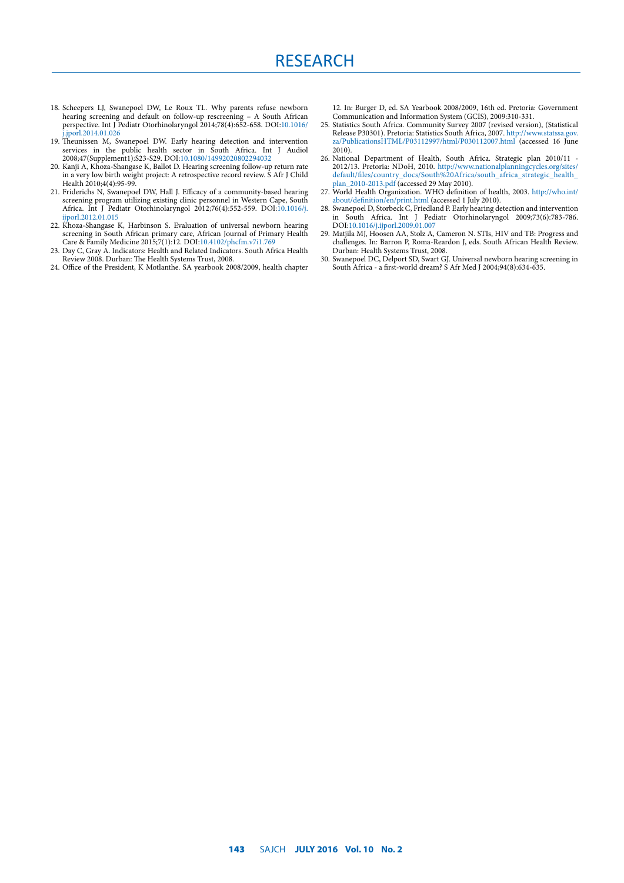18. Scheepers LJ, Swanepoel DW, Le Roux TL. Why parents refuse newborn hearing screening and default on follow-up rescreening – A South African perspective. Int J Pediatr Otorhinolaryngol 2014;78(4):652-658. DOI:10.1016/j.jporl.2014.01.026
19. Theunissen M, Swanepoel DW. Early hearing detection and intervention services in the public health sector in South Africa. Int J Audiol 2008;47(Supplement1):S23-S29. DOI:10.1080/14992020802294032
20. Kanji A, Khoza-Shangase K, Ballot D. Hearing screening follow-up return rate in a very low birth weight project: A retrospective record review. S Afr J Child Health 2010;4(4):95-99.
21. Friderichs N, Swanepoel DW, Hall J. Efficacy of a community-based hearing screening program utilizing existing clinic personnel in Western Cape, South Africa. Int J Pediatr Otorhinolaryngol 2012;76(4):552-559. DOI:10.1016/j.ijporl.2012.01.015
22. Khoza-Shangase K, Harbinson S. Evaluation of universal newborn hearing screening in South African primary care, African Journal of Primary Health Care & Family Medicine 2015;7(1):12. DOI:10.4102/phcfm.v7i1.769
23. Day C, Gray A. Indicators: Health and Related Indicators. South Africa Health Review 2008. Durban: The Health Systems Trust, 2008.
24. Office of the President, K Motlanthe. SA yearbook 2008/2009, health chapter 12. In: Burger D, ed. SA Yearbook 2008/2009, 16th ed. Pretoria: Government Communication and Information System (GCIS), 2009:310-331.
25. Statistics South Africa. Community Survey 2007 (revised version), (Statistical Release P30301). Pretoria: Statistics South Africa, 2007. http://www.statssa.gov.za/PublicationsHTML/P03112997/html/P030112007.html (accessed 16 June 2010).
26. National Department of Health, South Africa. Strategic plan 2010/11 - 2012/13. Pretoria: NDoH, 2010. http://www.nationalplanningcycles.org/sites/default/files/country_docs/South%20Africa/south_africa_strategic_health_plan_2010-2013.pdf (accessed 29 May 2010).
27. World Health Organization. WHO definition of health, 2003. http://who.int/about/definition/en/print.html (accessed 1 July 2010).
28. Swanepoel D, Storbeck C, Friedland P. Early hearing detection and intervention in South Africa. Int J Pediatr Otorhinolaryngol 2009;73(6):783-786. DOI:10.1016/j.ijporl.2009.01.007
29. Matjila MJ, Hoosen AA, Stolz A, Cameron N. STIs, HIV and TB: Progress and challenges. In: Barron P, Roma-Reardon J, eds. South African Health Review. Durban: Health Systems Trust, 2008.
30. Swanepoel DC, Delport SD, Swart GJ. Universal newborn hearing screening in South Africa - a first-world dream? S Afr Med J 2004;94(8):634-635.